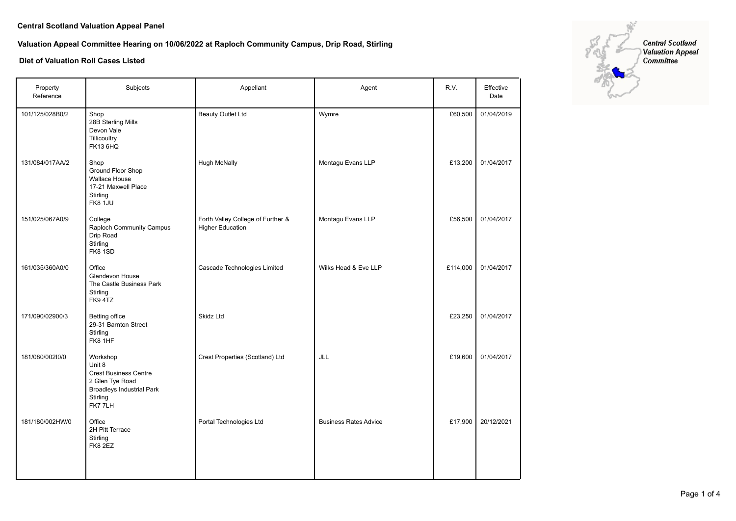**Central Scotland Valuation Appeal Panel**

**Valuation Appeal Committee Hearing on 10/06/2022 at Raploch Community Campus, Drip Road, Stirling**

**Diet of Valuation Roll Cases Listed**

Central Scotland Valuation Appeal Committee

| Property Reference | Subjects | Appellant | Agent | R.V. | Effective Date |
|---|---|---|---|---|---|
| 101/125/028B0/2 | Shop<br>28B Sterling Mills<br>Devon Vale<br>Tillicoultry<br>FK13 6HQ | Beauty Outlet Ltd | Wymre | £60,500 | 01/04/2019 |
| 131/084/017AA/2 | Shop<br>Ground Floor Shop<br>Wallace House<br>17-21 Maxwell Place<br>Stirling<br>FK8 1JU | Hugh McNally | Montagu Evans LLP | £13,200 | 01/04/2017 |
| 151/025/067A0/9 | College<br>Raploch Community Campus<br>Drip Road<br>Stirling<br>FK8 1SD | Forth Valley College of Further & Higher Education | Montagu Evans LLP | £56,500 | 01/04/2017 |
| 161/035/360A0/0 | Office<br>Glendevon House<br>The Castle Business Park<br>Stirling<br>FK9 4TZ | Cascade Technologies Limited | Wilks Head & Eve LLP | £114,000 | 01/04/2017 |
| 171/090/02900/3 | Betting office<br>29-31 Barnton Street<br>Stirling<br>FK8 1HF | Skidz Ltd | | £23,250 | 01/04/2017 |
| 181/080/002I0/0 | Workshop<br>Unit 8<br>Crest Business Centre<br>2 Glen Tye Road<br>Broadleys Industrial Park<br>Stirling<br>FK7 7LH | Crest Properties (Scotland) Ltd | JLL | £19,600 | 01/04/2017 |
| 181/180/002HW/0 | Office<br>2H Pitt Terrace<br>Stirling<br>FK8 2EZ | Portal Technologies Ltd | Business Rates Advice | £17,900 | 20/12/2021 |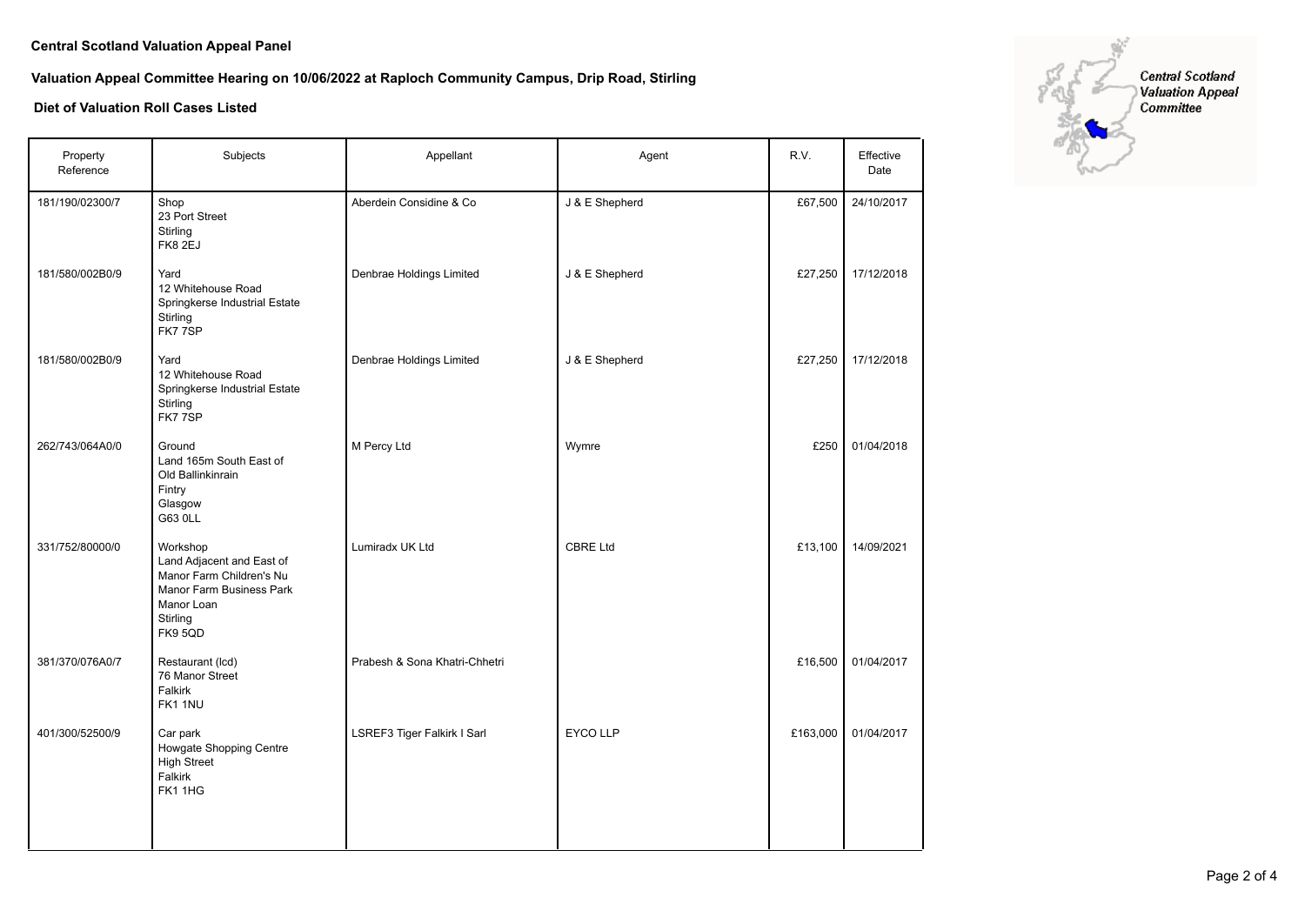**Central Scotland Valuation Appeal Panel**

**Valuation Appeal Committee Hearing on 10/06/2022 at Raploch Community Campus, Drip Road, Stirling**

**Diet of Valuation Roll Cases Listed**

| Property Reference | Subjects | Appellant | Agent | R.V. | Effective Date |
|---|---|---|---|---|---|
| 181/190/02300/7 | Shop<br>23 Port Street<br>Stirling<br>FK8 2EJ | Aberdein Considine & Co | J & E Shepherd | £67,500 | 24/10/2017 |
| 181/580/002B0/9 | Yard<br>12 Whitehouse Road<br>Springkerse Industrial Estate<br>Stirling<br>FK7 7SP | Denbrae Holdings Limited | J & E Shepherd | £27,250 | 17/12/2018 |
| 181/580/002B0/9 | Yard<br>12 Whitehouse Road<br>Springkerse Industrial Estate<br>Stirling<br>FK7 7SP | Denbrae Holdings Limited | J & E Shepherd | £27,250 | 17/12/2018 |
| 262/743/064A0/0 | Ground<br>Land 165m South East of<br>Old Ballinkinrain<br>Fintry<br>Glasgow<br>G63 0LL | M Percy Ltd | Wymre | £250 | 01/04/2018 |
| 331/752/80000/0 | Workshop<br>Land Adjacent and East of<br>Manor Farm Children's Nu<br>Manor Farm Business Park<br>Manor Loan<br>Stirling<br>FK9 5QD | Lumiradx UK Ltd | CBRE Ltd | £13,100 | 14/09/2021 |
| 381/370/076A0/7 | Restaurant (lcd)<br>76 Manor Street<br>Falkirk<br>FK1 1NU | Prabesh & Sona Khatri-Chhetri | | £16,500 | 01/04/2017 |
| 401/300/52500/9 | Car park<br>Howgate Shopping Centre<br>High Street<br>Falkirk<br>FK1 1HG | LSREF3 Tiger Falkirk I Sarl | EYCO LLP | £163,000 | 01/04/2017 |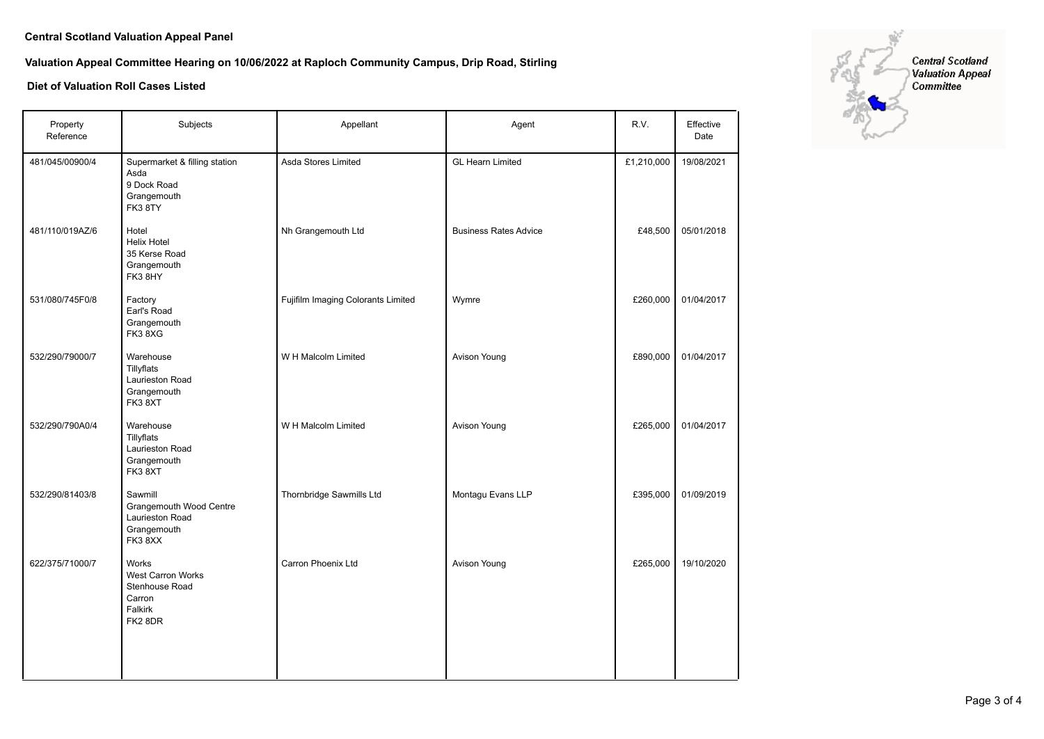**Central Scotland Valuation Appeal Panel**

**Valuation Appeal Committee Hearing on 10/06/2022 at Raploch Community Campus, Drip Road, Stirling**

**Diet of Valuation Roll Cases Listed**

| Property Reference | Subjects | Appellant | Agent | R.V. | Effective Date |
|---|---|---|---|---|---|
| 481/045/00900/4 | Supermarket & filling station<br>Asda<br>9 Dock Road<br>Grangemouth<br>FK3 8TY | Asda Stores Limited | GL Hearn Limited | £1,210,000 | 19/08/2021 |
| 481/110/019AZ/6 | Hotel<br>Helix Hotel<br>35 Kerse Road<br>Grangemouth<br>FK3 8HY | Nh Grangemouth Ltd | Business Rates Advice | £48,500 | 05/01/2018 |
| 531/080/745F0/8 | Factory<br>Earl's Road<br>Grangemouth<br>FK3 8XG | Fujifilm Imaging Colorants Limited | Wymre | £260,000 | 01/04/2017 |
| 532/290/79000/7 | Warehouse<br>Tillyflats<br>Laurieston Road<br>Grangemouth<br>FK3 8XT | W H Malcolm Limited | Avison Young | £890,000 | 01/04/2017 |
| 532/290/790A0/4 | Warehouse<br>Tillyflats<br>Laurieston Road<br>Grangemouth<br>FK3 8XT | W H Malcolm Limited | Avison Young | £265,000 | 01/04/2017 |
| 532/290/81403/8 | Sawmill<br>Grangemouth Wood Centre<br>Laurieston Road<br>Grangemouth<br>FK3 8XX | Thornbridge Sawmills Ltd | Montagu Evans LLP | £395,000 | 01/09/2019 |
| 622/375/71000/7 | Works<br>West Carron Works<br>Stenhouse Road<br>Carron<br>Falkirk<br>FK2 8DR | Carron Phoenix Ltd | Avison Young | £265,000 | 19/10/2020 |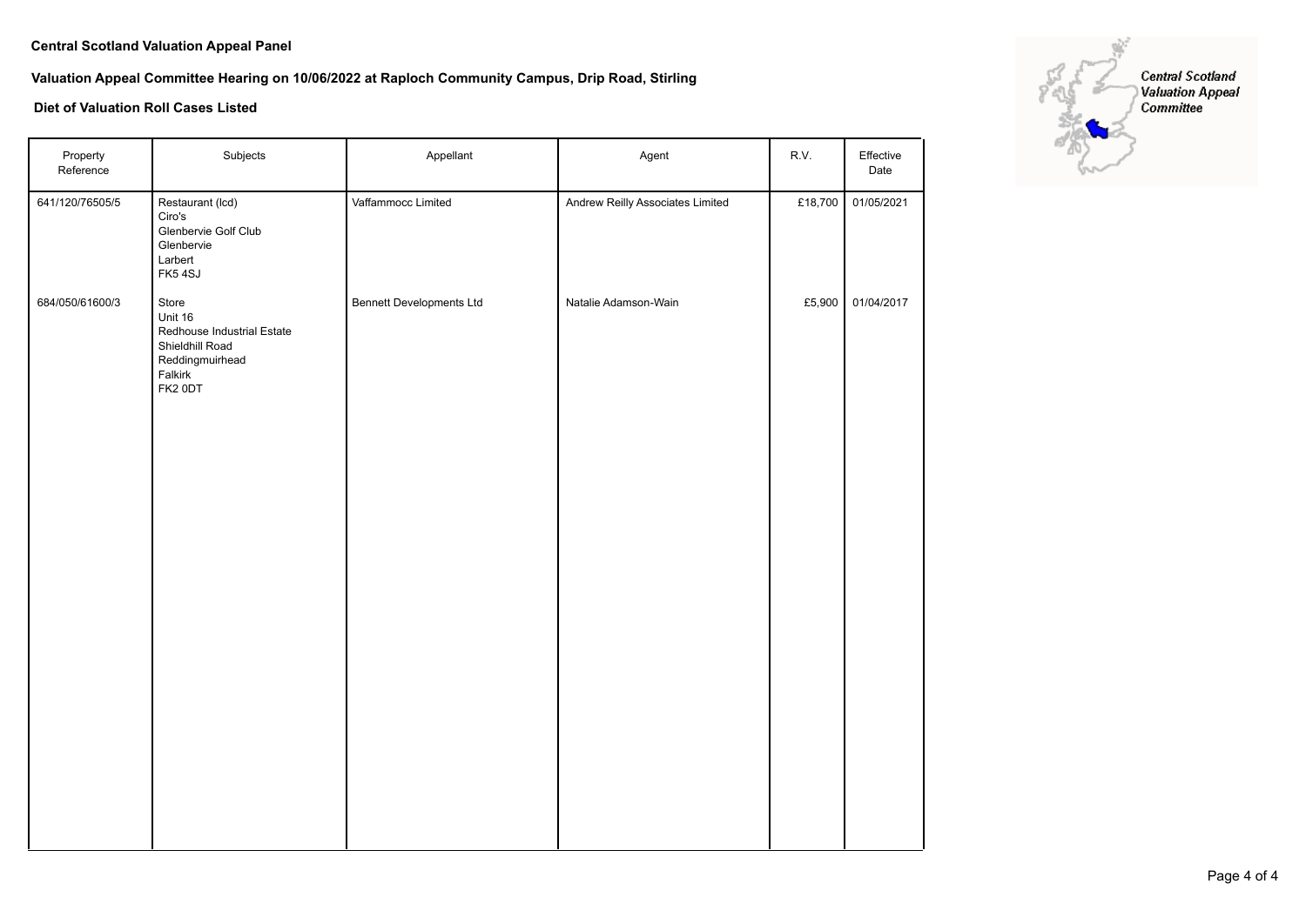**Central Scotland Valuation Appeal Panel**

**Valuation Appeal Committee Hearing on 10/06/2022 at Raploch Community Campus, Drip Road, Stirling**

**Diet of Valuation Roll Cases Listed**

Central Scotland Valuation Appeal Committee

| Property Reference | Subjects | Appellant | Agent | R.V. | Effective Date |
|---|---|---|---|---|---|
| 641/120/76505/5 | Restaurant (lcd)<br>Ciro's<br>Glenbervie Golf Club<br>Glenbervie<br>Larbert<br>FK5 4SJ | Vaffammocc Limited | Andrew Reilly Associates Limited | £18,700 | 01/05/2021 |
| 684/050/61600/3 | Store<br>Unit 16<br>Redhouse Industrial Estate<br>Shieldhill Road<br>Reddingmuirhead<br>Falkirk<br>FK2 0DT | Bennett Developments Ltd | Natalie Adamson-Wain | £5,900 | 01/04/2017 |